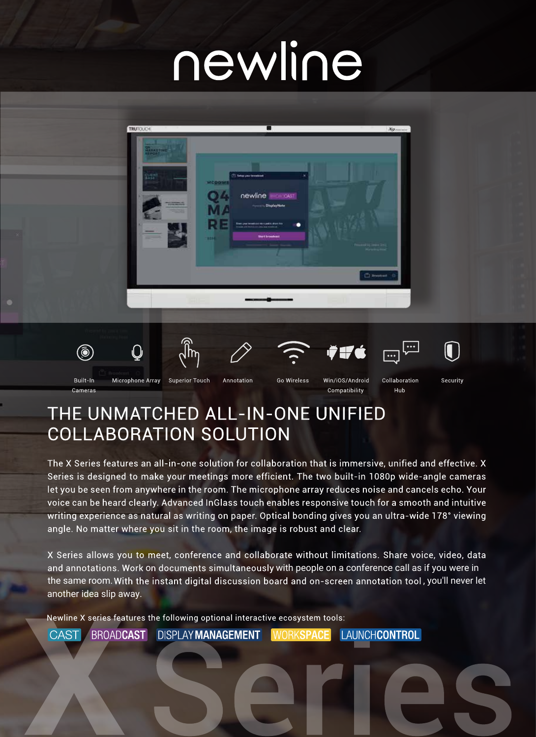# newline

Built-In Cameras | Microphone Array | Superior Touch | Annotation | Go Wireless | Win/iOS/Android Compatibility | Collaboration Hub | Security

## THE UNMATCHED ALL-IN-ONE UNIFIED COLLABORATION SOLUTION

The X Series features an all-in-one solution for collaboration that is immersive, unified and effective. X Series is designed to make your meetings more efficient. The two built-in 1080p wide-angle cameras let you be seen from anywhere in the room. The microphone array reduces noise and cancels echo. Your voice can be heard clearly. Advanced InGlass touch enables responsive touch for a smooth and intuitive writing experience as natural as writing on paper. Optical bonding gives you an ultra-wide 178° viewing angle. No matter where you sit in the room, the image is robust and clear.

X Series allows you to meet, conference and collaborate without limitations. Share voice, video, data and annotations. Work on documents simultaneously with people on a conference call as if you were in the same room. With the instant digital discussion board and on-screen annotation tool, you'll never let another idea slip away.

Newline X series features the following optional interactive ecosystem tools:

CAST | BROADCAST | DISPLAY MANAGEMENT | WORKSPACE | LAUNCHCONTROL

X Series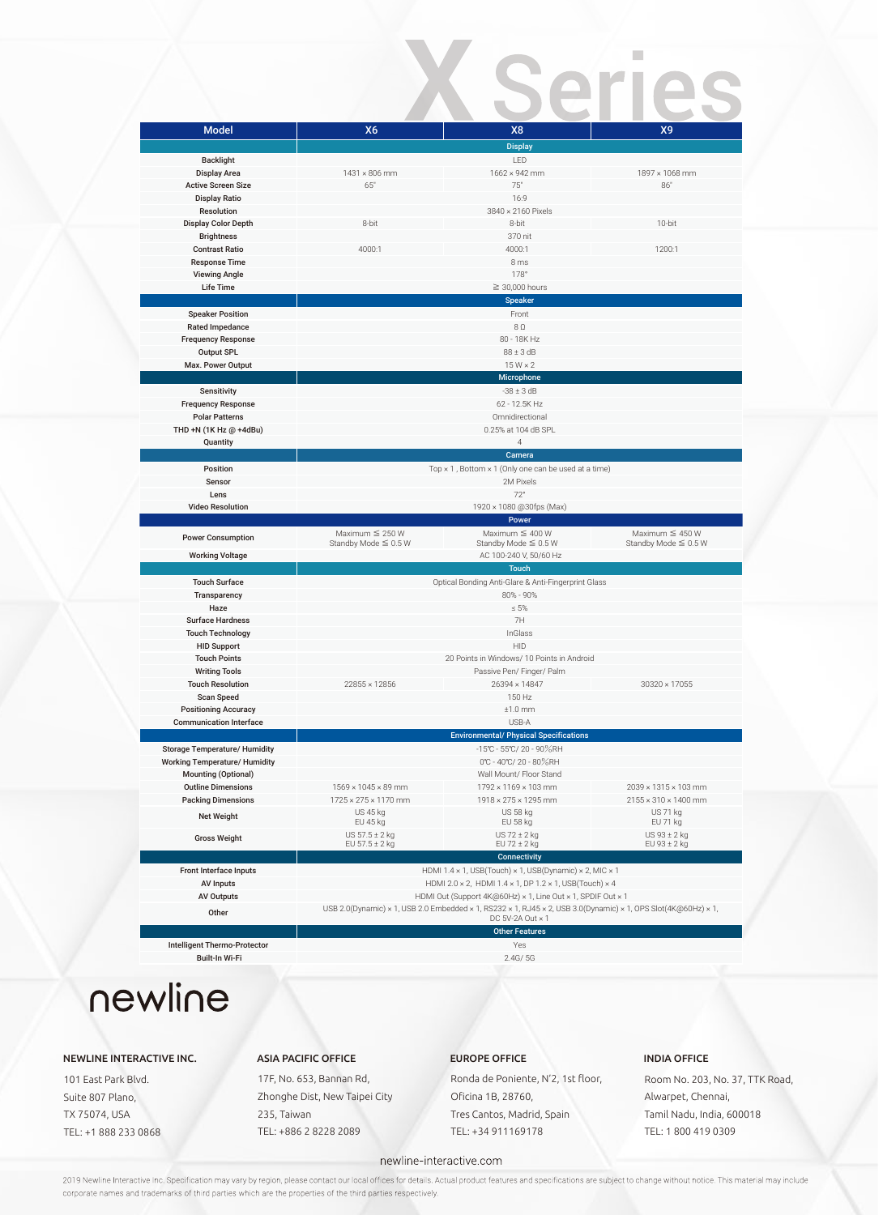# X Series

| Model | X6 | X8 | X9 |
|---|---|---|---|
| | **Display** | | |
| Backlight | LED | | |
| Display Area | 1431 × 806 mm | 1662 × 942 mm | 1897 × 1068 mm |
| Active Screen Size | 65" | 75" | 86" |
| Display Ratio | 16:9 | | |
| Resolution | 3840 × 2160 Pixels | | |
| Display Color Depth | 8-bit | 8-bit | 10-bit |
| Brightness | 370 nit | | |
| Contrast Ratio | 4000:1 | 4000:1 | 1200:1 |
| Response Time | 8 ms | | |
| Viewing Angle | 178° | | |
| Life Time | ≧ 30,000 hours | | |
| | **Speaker** | | |
| Speaker Position | Front | | |
| Rated Impedance | 8 Ω | | |
| Frequency Response | 80 - 18K Hz | | |
| Output SPL | 88 ± 3 dB | | |
| Max. Power Output | 15 W × 2 | | |
| | **Microphone** | | |
| Sensitivity | -38 ± 3 dB | | |
| Frequency Response | 62 - 12.5K Hz | | |
| Polar Patterns | Omnidirectional | | |
| THD +N (1K Hz @ +4dBu) | 0.25% at 104 dB SPL | | |
| Quantity | 4 | | |
| | **Camera** | | |
| Position | Top × 1 , Bottom × 1 (Only one can be used at a time) | | |
| Sensor | 2M Pixels | | |
| Lens | 72° | | |
| Video Resolution | 1920 × 1080 @30fps (Max) | | |
| | **Power** | | |
| Power Consumption | Maximum ≦ 250 W<br>Standby Mode ≦ 0.5 W | Maximum ≦ 400 W<br>Standby Mode ≦ 0.5 W | Maximum ≦ 450 W<br>Standby Mode ≦ 0.5 W |
| Working Voltage | AC 100-240 V, 50/60 Hz | | |
| | **Touch** | | |
| Touch Surface | Optical Bonding Anti-Glare & Anti-Fingerprint Glass | | |
| Transparency | 80% - 90% | | |
| Haze | ≤ 5% | | |
| Surface Hardness | 7H | | |
| Touch Technology | InGlass | | |
| HID Support | HID | | |
| Touch Points | 20 Points in Windows/ 10 Points in Android | | |
| Writing Tools | Passive Pen/ Finger/ Palm | | |
| Touch Resolution | 22855 × 12856 | 26394 × 14847 | 30320 × 17055 |
| Scan Speed | 150 Hz | | |
| Positioning Accuracy | ±1.0 mm | | |
| Communication Interface | USB-A | | |
| | **Environmental/ Physical Specifications** | | |
| Storage Temperature/ Humidity | -15℃ - 55℃/ 20 - 90%RH | | |
| Working Temperature/ Humidity | 0℃ - 40℃/ 20 - 80%RH | | |
| Mounting (Optional) | Wall Mount/ Floor Stand | | |
| Outline Dimensions | 1569 × 1045 × 89 mm | 1792 × 1169 × 103 mm | 2039 × 1315 × 103 mm |
| Packing Dimensions | 1725 × 275 × 1170 mm | 1918 × 275 × 1295 mm | 2155 × 310 × 1400 mm |
| Net Weight | US 45 kg<br>EU 45 kg | US 58 kg<br>EU 58 kg | US 71 kg<br>EU 71 kg |
| Gross Weight | US 57.5 ± 2 kg<br>EU 57.5 ± 2 kg | US 72 ± 2 kg<br>EU 72 ± 2 kg | US 93 ± 2 kg<br>EU 93 ± 2 kg |
| | **Connectivity** | | |
| Front Interface Inputs | HDMI 1.4 × 1, USB(Touch) × 1, USB(Dynamic) × 2, MIC × 1 | | |
| AV Inputs | HDMI 2.0 × 2, HDMI 1.4 × 1, DP 1.2 × 1, USB(Touch) × 4 | | |
| AV Outputs | HDMI Out (Support 4K@60Hz) × 1, Line Out × 1, SPDIF Out × 1 | | |
| Other | USB 2.0(Dynamic) × 1, USB 2.0 Embedded × 1, RS232 × 1, RJ45 × 2, USB 3.0(Dynamic) × 1, OPS Slot(4K@60Hz) × 1, DC 5V-2A Out × 1 | | |
| | **Other Features** | | |
| Intelligent Thermo-Protector | Yes | | |
| Built-In Wi-Fi | 2.4G/ 5G | | |

newline

**NEWLINE INTERACTIVE INC.**
101 East Park Blvd.
Suite 807 Plano,
TX 75074, USA
TEL: +1 888 233 0868

**ASIA PACIFIC OFFICE**
17F, No. 653, Bannan Rd,
Zhonghe Dist, New Taipei City
235, Taiwan
TEL: +886 2 8228 2089

**EUROPE OFFICE**
Ronda de Poniente, N°2, 1st floor,
Oficina 1B, 28760,
Tres Cantos, Madrid, Spain
TEL: +34 911169178

**INDIA OFFICE**
Room No. 203, No. 37, TTK Road,
Alwarpet, Chennai,
Tamil Nadu, India, 600018
TEL: 1 800 419 0309

newline-interactive.com

2019 Newline Interactive Inc. Specification may vary by region, please contact our local offices for details. Actual product features and specifications are subject to change without notice. This material may include corporate names and trademarks of third parties which are the properties of the third parties respectively.